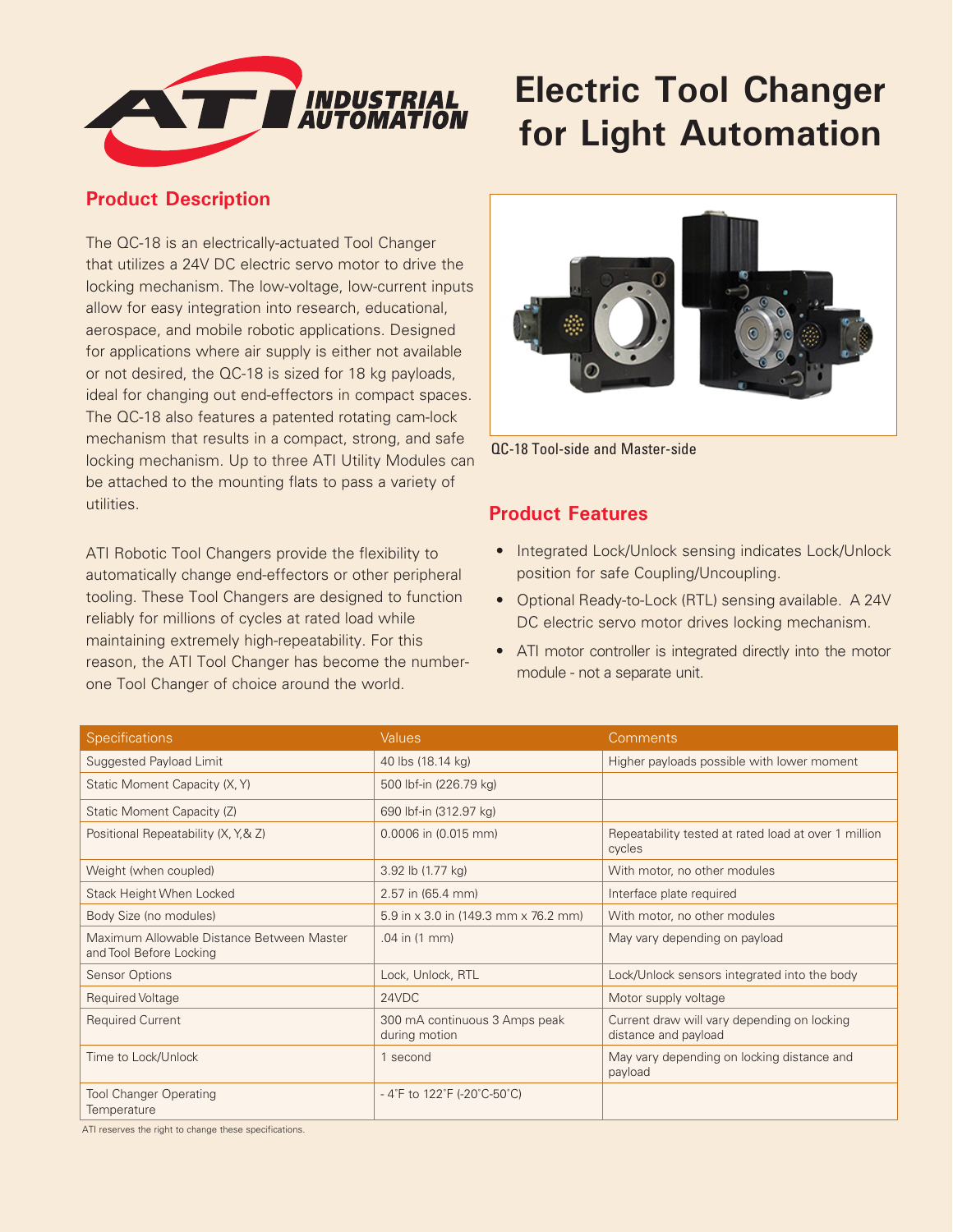# Electric Tool Changer for Light Automation

## Product Description

The QC-18 is an electrically-actuated Tool Changer that utilizes a 24V DC electric servo motor to drive the locking mechanism. The low-voltage, low-current inputs allow for easy integration into research, educational, aerospace, and mobile robotic applications. Designed for applications where air supply is either not available or not desired, the QC-18 is sized for 18 kg payloads, ideal for changing out end-effectors in compact spaces. The QC-18 also features a patented rotating cam-lock mechanism that results in a compact, strong, and safe locking mechanism. Up to three ATI Utility Modules can be attached to the mounting flats to pass a variety of utilities.

ATI Robotic Tool Changers provide the flexibility to automatically change end-effectors or other peripheral tooling. These Tool Changers are designed to function reliably for millions of cycles at rated load while maintaining extremely high-repeatability. For this reason, the ATI Tool Changer has become the number-one Tool Changer of choice around the world.

QC-18 Tool-side and Master-side

## Product Features

- Integrated Lock/Unlock sensing indicates Lock/Unlock position for safe Coupling/Uncoupling.
- Optional Ready-to-Lock (RTL) sensing available. A 24V DC electric servo motor drives locking mechanism.
- ATI motor controller is integrated directly into the motor module - not a separate unit.

| Specifications | Values | Comments |
| --- | --- | --- |
| Suggested Payload Limit | 40 lbs (18.14 kg) | Higher payloads possible with lower moment |
| Static Moment Capacity (X, Y) | 500 lbf-in (226.79 kg) | |
| Static Moment Capacity (Z) | 690 lbf-in (312.97 kg) | |
| Positional Repeatability (X, Y,& Z) | 0.0006 in (0.015 mm) | Repeatability tested at rated load at over 1 million cycles |
| Weight (when coupled) | 3.92 lb (1.77 kg) | With motor, no other modules |
| Stack Height When Locked | 2.57 in (65.4 mm) | Interface plate required |
| Body Size (no modules) | 5.9 in x 3.0 in (149.3 mm x 76.2 mm) | With motor, no other modules |
| Maximum Allowable Distance Between Master and Tool Before Locking | .04 in (1 mm) | May vary depending on payload |
| Sensor Options | Lock, Unlock, RTL | Lock/Unlock sensors integrated into the body |
| Required Voltage | 24VDC | Motor supply voltage |
| Required Current | 300 mA continuous 3 Amps peak during motion | Current draw will vary depending on locking distance and payload |
| Time to Lock/Unlock | 1 second | May vary depending on locking distance and payload |
| Tool Changer Operating Temperature | - 4˚F to 122˚F (-20˚C-50˚C) | |

ATI reserves the right to change these specifications.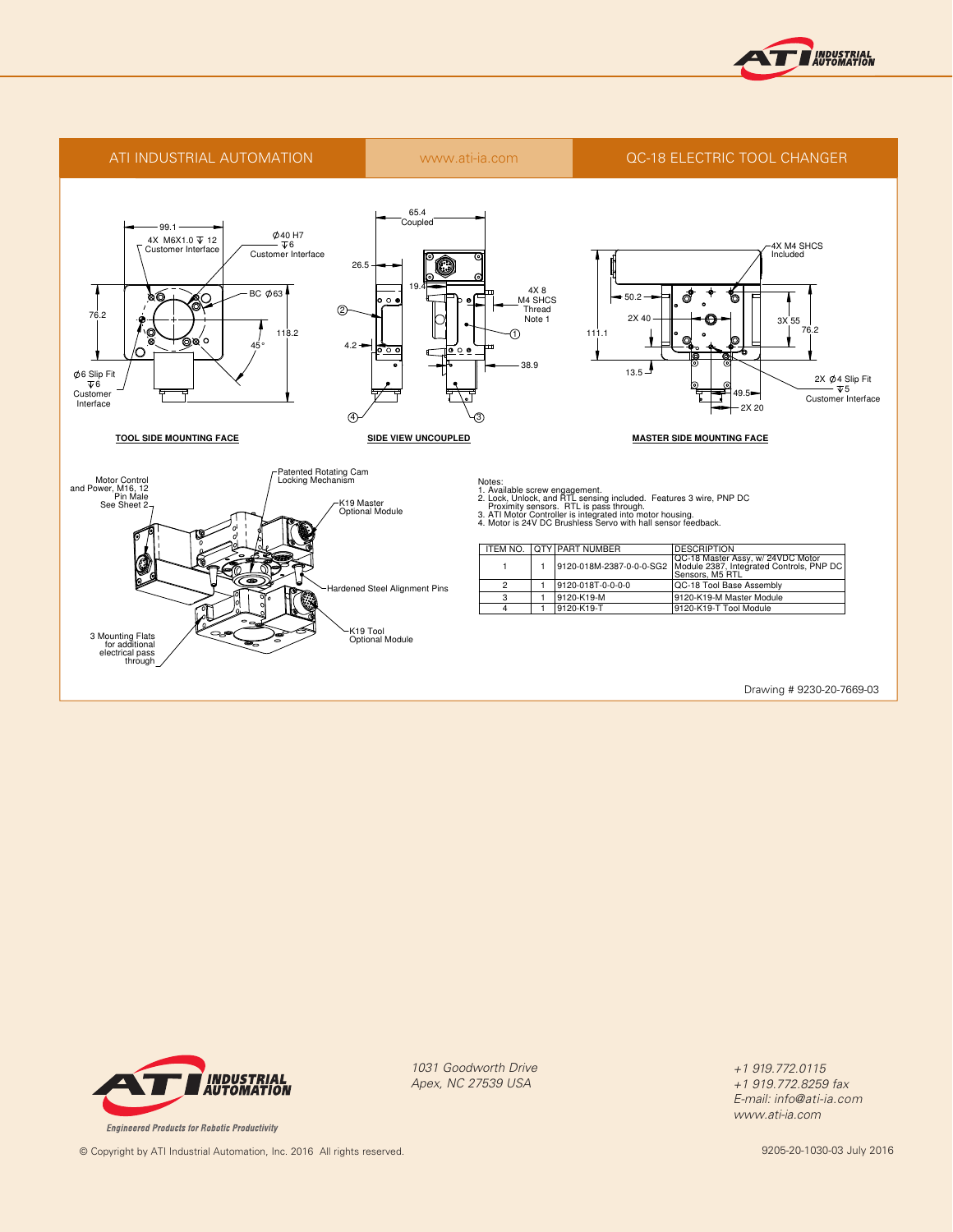ATI INDUSTRIAL AUTOMATION | www.ati-ia.com | QC-18 ELECTRIC TOOL CHANGER

99.1
4X M6X1.0 ⫰ 12
Customer Interface
Ø40 H7
⫰6
Customer Interface
BC Ø63
76.2
118.2
45°
Ø6 Slip Fit
⫰6
Customer
Interface

**TOOL SIDE MOUNTING FACE**

65.4
Coupled
26.5
19.4
4X 8
M4 SHCS
Thread
Note 1
4.2
38.9

**SIDE VIEW UNCOUPLED**

4X M4 SHCS
Included
50.2
2X 40
111.1
3X 55
76.2
13.5
49.5
2X 20
2X Ø4 Slip Fit
⫰5
Customer Interface

**MASTER SIDE MOUNTING FACE**

Motor Control
and Power, M16, 12
Pin Male
See Sheet 2
Patented Rotating Cam
Locking Mechanism
K19 Master
Optional Module
Hardened Steel Alignment Pins
K19 Tool
Optional Module
3 Mounting Flats
for additional
electrical pass
through

Notes:
1. Available screw engagement.
2. Lock, Unlock, and RTL sensing included. Features 3 wire, PNP DC Proximity sensors. RTL is pass through.
3. ATI Motor Controller is integrated into motor housing.
4. Motor is 24V DC Brushless Servo with hall sensor feedback.

| ITEM NO. | QTY | PART NUMBER | DESCRIPTION |
|---|---|---|---|
| 1 | 1 | 9120-018M-2387-0-0-0-SG2 | QC-18 Master Assy, w/ 24VDC Motor Module 2387, Integrated Controls, PNP DC Sensors, M5 RTL |
| 2 | 1 | 9120-018T-0-0-0-0 | QC-18 Tool Base Assembly |
| 3 | 1 | 9120-K19-M | 9120-K19-M Master Module |
| 4 | 1 | 9120-K19-T | 9120-K19-T Tool Module |

Drawing # 9230-20-7669-03

*Engineered Products for Robotic Productivity*

*1031 Goodworth Drive*
*Apex, NC 27539 USA*

*+1 919.772.0115*
*+1 919.772.8259 fax*
*E-mail: info@ati-ia.com*
*www.ati-ia.com*

© Copyright by ATI Industrial Automation, Inc. 2016 All rights reserved.

9205-20-1030-03 July 2016